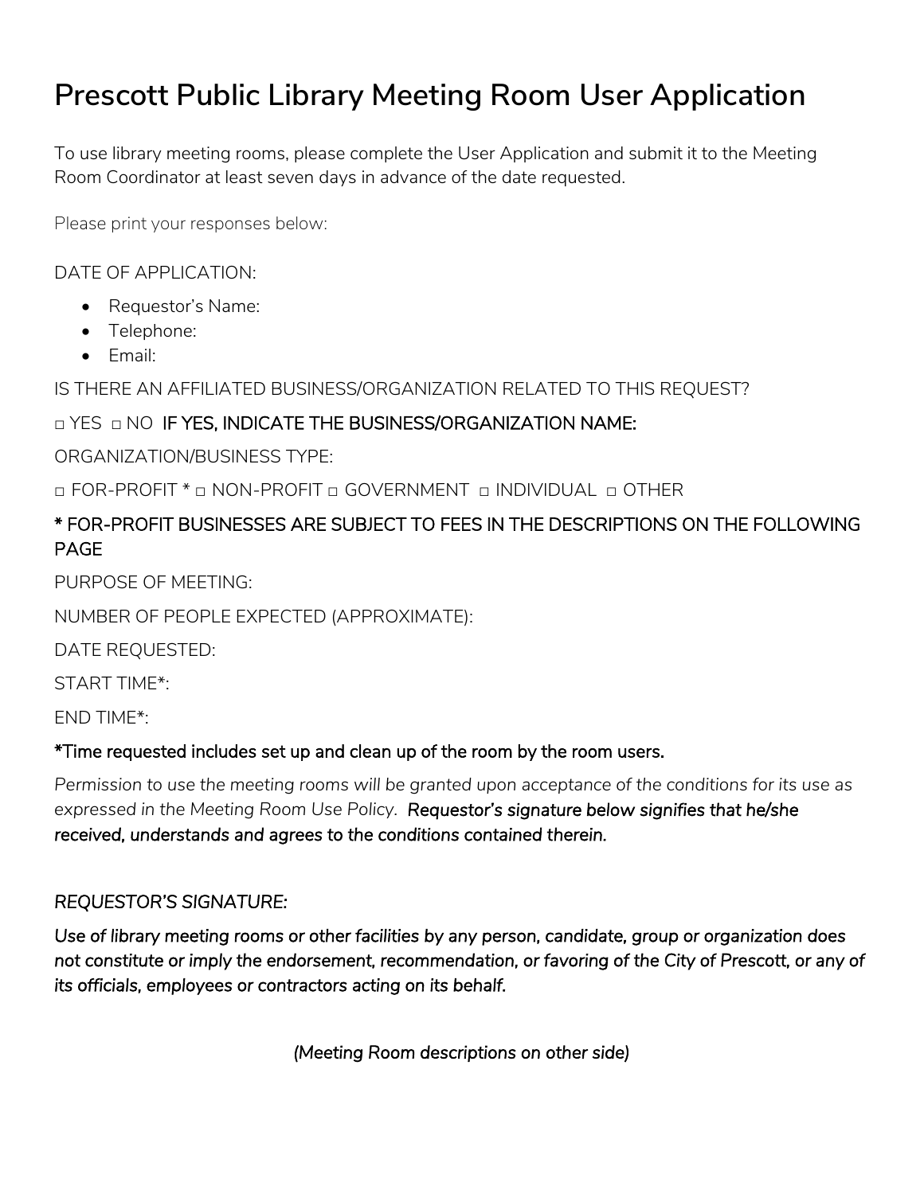# Prescott Public Library Meeting Room User Application

To use library meeting rooms, please complete the User Application and submit it to the Meeting Room Coordinator at least seven days in advance of the date requested.

Please print your responses below:

DATE OF APPLICATION:

- Requestor's Name:
- Telephone:
- Email:

IS THERE AN AFFILIATED BUSINESS/ORGANIZATION RELATED TO THIS REQUEST?

▫ YES ▫ NO IF YES, INDICATE THE BUSINESS/ORGANIZATION NAME:

ORGANIZATION/BUSINESS TYPE:

▫ FOR-PROFIT * ▫ NON-PROFIT ▫ GOVERNMENT ▫ INDIVIDUAL ▫ OTHER

* FOR-PROFIT BUSINESSES ARE SUBJECT TO FEES IN THE DESCRIPTIONS ON THE FOLLOWING PAGE

PURPOSE OF MEETING:

NUMBER OF PEOPLE EXPECTED (APPROXIMATE):

DATE REQUESTED:

START TIME*:

END TIME*:

**\*Time requested includes set up and clean up of the room by the room users.**

*Permission to use the meeting rooms will be granted upon acceptance of the conditions for its use as expressed in the Meeting Room Use Policy. Requestor's signature below signifies that he/she received, understands and agrees to the conditions contained therein.*

*REQUESTOR'S SIGNATURE:*

*Use of library meeting rooms or other facilities by any person, candidate, group or organization does not constitute or imply the endorsement, recommendation, or favoring of the City of Prescott, or any of its officials, employees or contractors acting on its behalf.*

*(Meeting Room descriptions on other side)*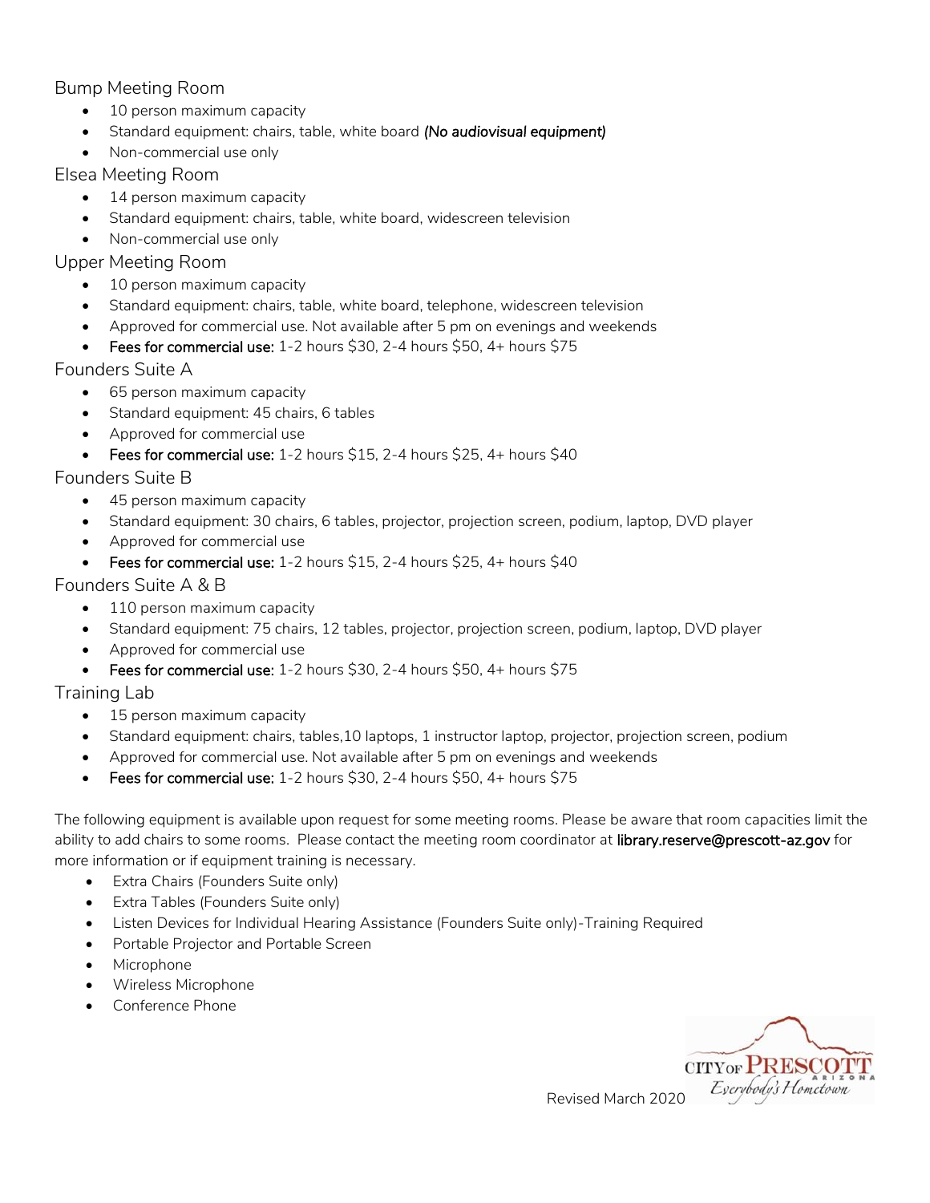## Bump Meeting Room

- 10 person maximum capacity
- Standard equipment: chairs, table, white board ***(No audiovisual equipment)***
- Non-commercial use only

## Elsea Meeting Room

- 14 person maximum capacity
- Standard equipment: chairs, table, white board, widescreen television
- Non-commercial use only

## Upper Meeting Room

- 10 person maximum capacity
- Standard equipment: chairs, table, white board, telephone, widescreen television
- Approved for commercial use. Not available after 5 pm on evenings and weekends
- **Fees for commercial use:** 1-2 hours $30, 2-4 hours $50, 4+ hours $75

## Founders Suite A

- 65 person maximum capacity
- Standard equipment: 45 chairs, 6 tables
- Approved for commercial use
- **Fees for commercial use:** 1-2 hours $15, 2-4 hours $25, 4+ hours $40

## Founders Suite B

- 45 person maximum capacity
- Standard equipment: 30 chairs, 6 tables, projector, projection screen, podium, laptop, DVD player
- Approved for commercial use
- **Fees for commercial use:** 1-2 hours $15, 2-4 hours $25, 4+ hours $40

## Founders Suite A & B

- 110 person maximum capacity
- Standard equipment: 75 chairs, 12 tables, projector, projection screen, podium, laptop, DVD player
- Approved for commercial use
- **Fees for commercial use:** 1-2 hours $30, 2-4 hours $50, 4+ hours $75

## Training Lab

- 15 person maximum capacity
- Standard equipment: chairs, tables,10 laptops, 1 instructor laptop, projector, projection screen, podium
- Approved for commercial use. Not available after 5 pm on evenings and weekends
- **Fees for commercial use:** 1-2 hours $30, 2-4 hours $50, 4+ hours $75

The following equipment is available upon request for some meeting rooms. Please be aware that room capacities limit the ability to add chairs to some rooms. Please contact the meeting room coordinator at **library.reserve@prescott-az.gov** for more information or if equipment training is necessary.

- Extra Chairs (Founders Suite only)
- Extra Tables (Founders Suite only)
- Listen Devices for Individual Hearing Assistance (Founders Suite only)-Training Required
- Portable Projector and Portable Screen
- Microphone
- Wireless Microphone
- Conference Phone

Revised March 2020

CITY OF PRESCOTT ARIZONA
Everybody's Hometown